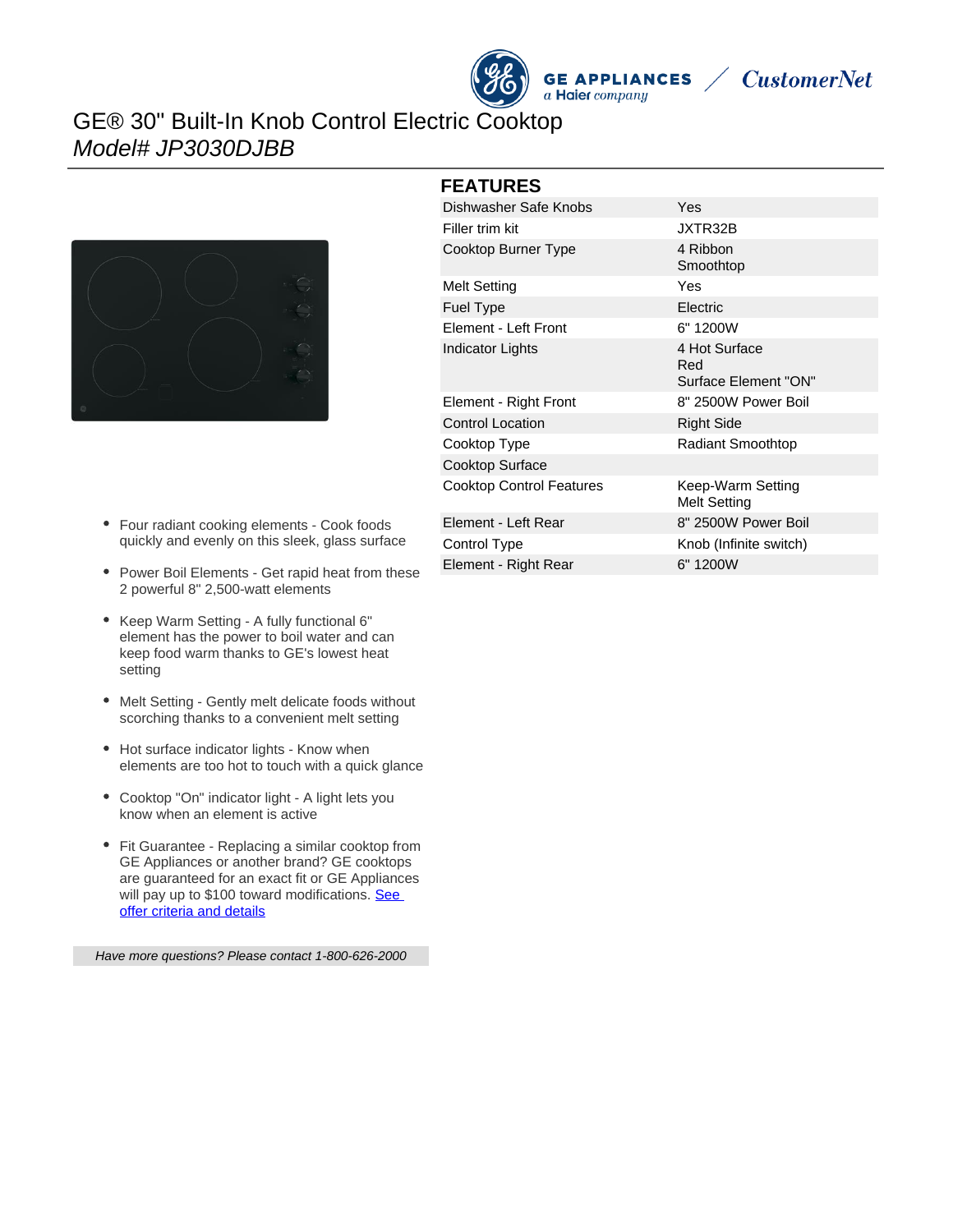# GE® 30" Built-In Knob Control Electric Cooktop

*Model# JP3030DJBB*

- Four radiant cooking elements - Cook foods quickly and evenly on this sleek, glass surface
- Power Boil Elements - Get rapid heat from these 2 powerful 8" 2,500-watt elements
- Keep Warm Setting - A fully functional 6" element has the power to boil water and can keep food warm thanks to GE's lowest heat setting
- Melt Setting - Gently melt delicate foods without scorching thanks to a convenient melt setting
- Hot surface indicator lights - Know when elements are too hot to touch with a quick glance
- Cooktop "On" indicator light - A light lets you know when an element is active
- Fit Guarantee - Replacing a similar cooktop from GE Appliances or another brand? GE cooktops are guaranteed for an exact fit or GE Appliances will pay up to $100 toward modifications. See offer criteria and details

*Have more questions? Please contact 1-800-626-2000*

## FEATURES

| | |
|---|---|
| Dishwasher Safe Knobs | Yes |
| Filler trim kit | JXTR32B |
| Cooktop Burner Type | 4 Ribbon<br>Smoothtop |
| Melt Setting | Yes |
| Fuel Type | Electric |
| Element - Left Front | 6" 1200W |
| Indicator Lights | 4 Hot Surface<br>Red<br>Surface Element "ON" |
| Element - Right Front | 8" 2500W Power Boil |
| Control Location | Right Side |
| Cooktop Type | Radiant Smoothtop |
| Cooktop Surface | |
| Cooktop Control Features | Keep-Warm Setting<br>Melt Setting |
| Element - Left Rear | 8" 2500W Power Boil |
| Control Type | Knob (Infinite switch) |
| Element - Right Rear | 6" 1200W |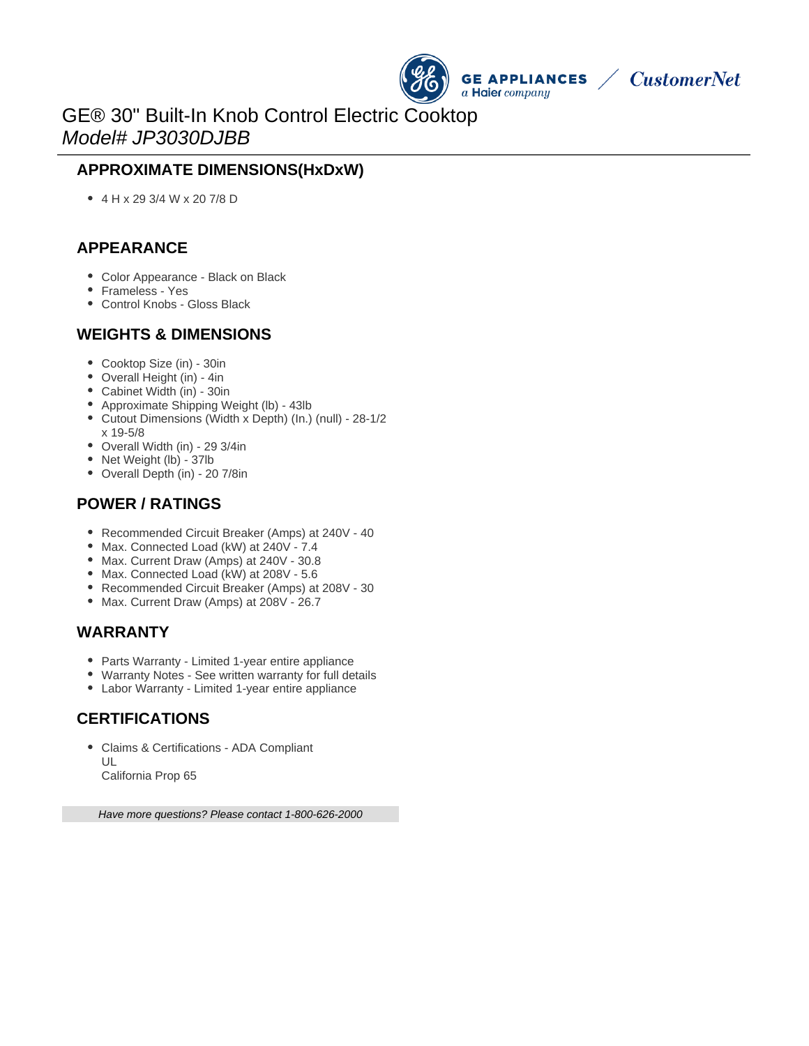# GE® 30" Built-In Knob Control Electric Cooktop

*Model# JP3030DJBB*

## APPROXIMATE DIMENSIONS(HxDxW)

- 4 H x 29 3/4 W x 20 7/8 D

## APPEARANCE

- Color Appearance - Black on Black
- Frameless - Yes
- Control Knobs - Gloss Black

## WEIGHTS & DIMENSIONS

- Cooktop Size (in) - 30in
- Overall Height (in) - 4in
- Cabinet Width (in) - 30in
- Approximate Shipping Weight (lb) - 43lb
- Cutout Dimensions (Width x Depth) (In.) (null) - 28-1/2 x 19-5/8
- Overall Width (in) - 29 3/4in
- Net Weight (lb) - 37lb
- Overall Depth (in) - 20 7/8in

## POWER / RATINGS

- Recommended Circuit Breaker (Amps) at 240V - 40
- Max. Connected Load (kW) at 240V - 7.4
- Max. Current Draw (Amps) at 240V - 30.8
- Max. Connected Load (kW) at 208V - 5.6
- Recommended Circuit Breaker (Amps) at 208V - 30
- Max. Current Draw (Amps) at 208V - 26.7

## WARRANTY

- Parts Warranty - Limited 1-year entire appliance
- Warranty Notes - See written warranty for full details
- Labor Warranty - Limited 1-year entire appliance

## CERTIFICATIONS

- Claims & Certifications - ADA Compliant
  UL
  California Prop 65

*Have more questions? Please contact 1-800-626-2000*